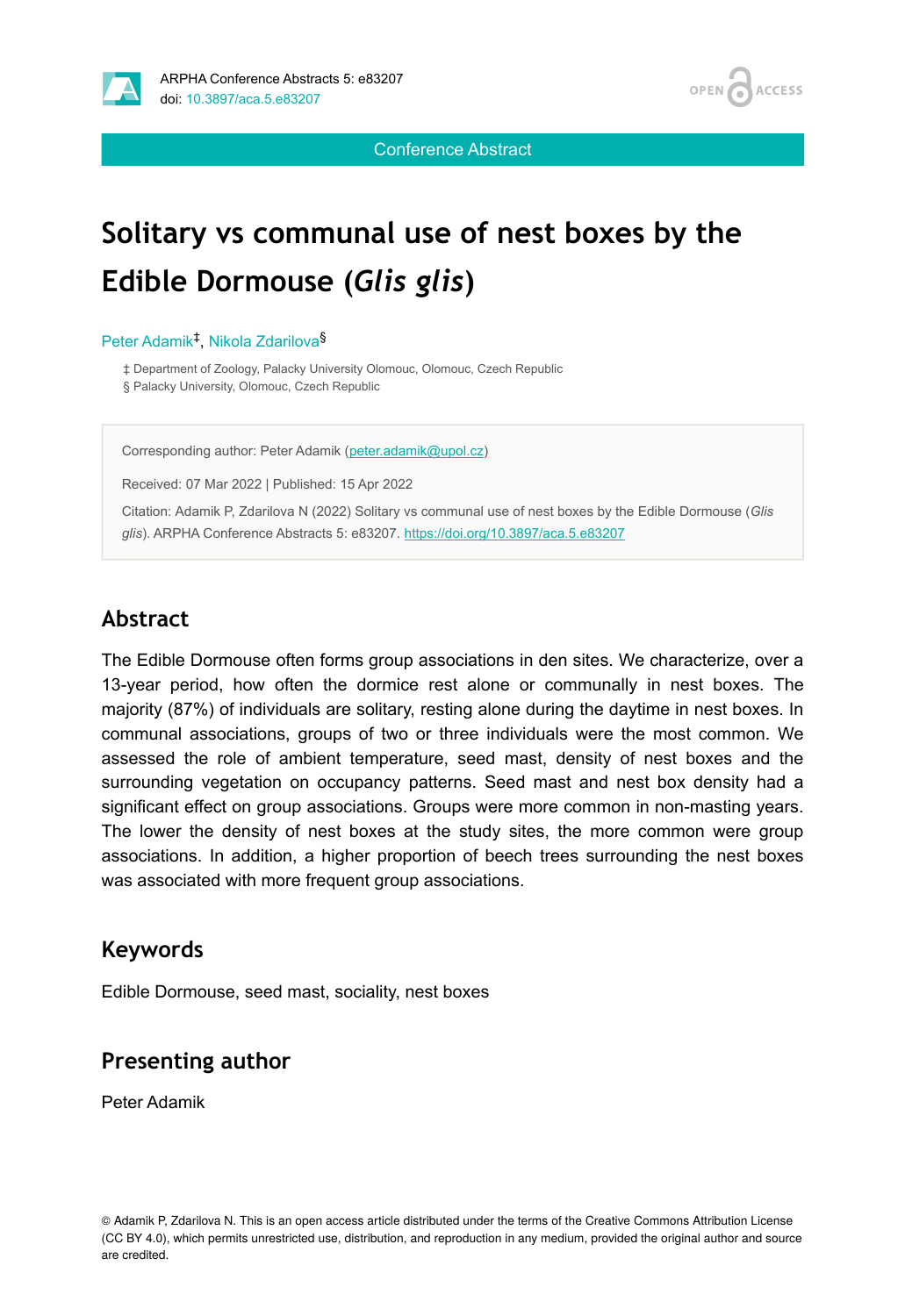Conference Abstract

# Solitary vs communal use of nest boxes by the Edible Dormouse (*Glis glis*)

Peter Adamik[‡], Nikola Zdarilova[§]

‡ Department of Zoology, Palacky University Olomouc, Olomouc, Czech Republic
§ Palacky University, Olomouc, Czech Republic

Corresponding author: Peter Adamik (peter.adamik@upol.cz)

Received: 07 Mar 2022 | Published: 15 Apr 2022

Citation: Adamik P, Zdarilova N (2022) Solitary vs communal use of nest boxes by the Edible Dormouse (*Glis glis*). ARPHA Conference Abstracts 5: e83207. https://doi.org/10.3897/aca.5.e83207

## Abstract

The Edible Dormouse often forms group associations in den sites. We characterize, over a 13-year period, how often the dormice rest alone or communally in nest boxes. The majority (87%) of individuals are solitary, resting alone during the daytime in nest boxes. In communal associations, groups of two or three individuals were the most common. We assessed the role of ambient temperature, seed mast, density of nest boxes and the surrounding vegetation on occupancy patterns. Seed mast and nest box density had a significant effect on group associations. Groups were more common in non-masting years. The lower the density of nest boxes at the study sites, the more common were group associations. In addition, a higher proportion of beech trees surrounding the nest boxes was associated with more frequent group associations.

## Keywords

Edible Dormouse, seed mast, sociality, nest boxes

## Presenting author

Peter Adamik

© Adamik P, Zdarilova N. This is an open access article distributed under the terms of the Creative Commons Attribution License (CC BY 4.0), which permits unrestricted use, distribution, and reproduction in any medium, provided the original author and source are credited.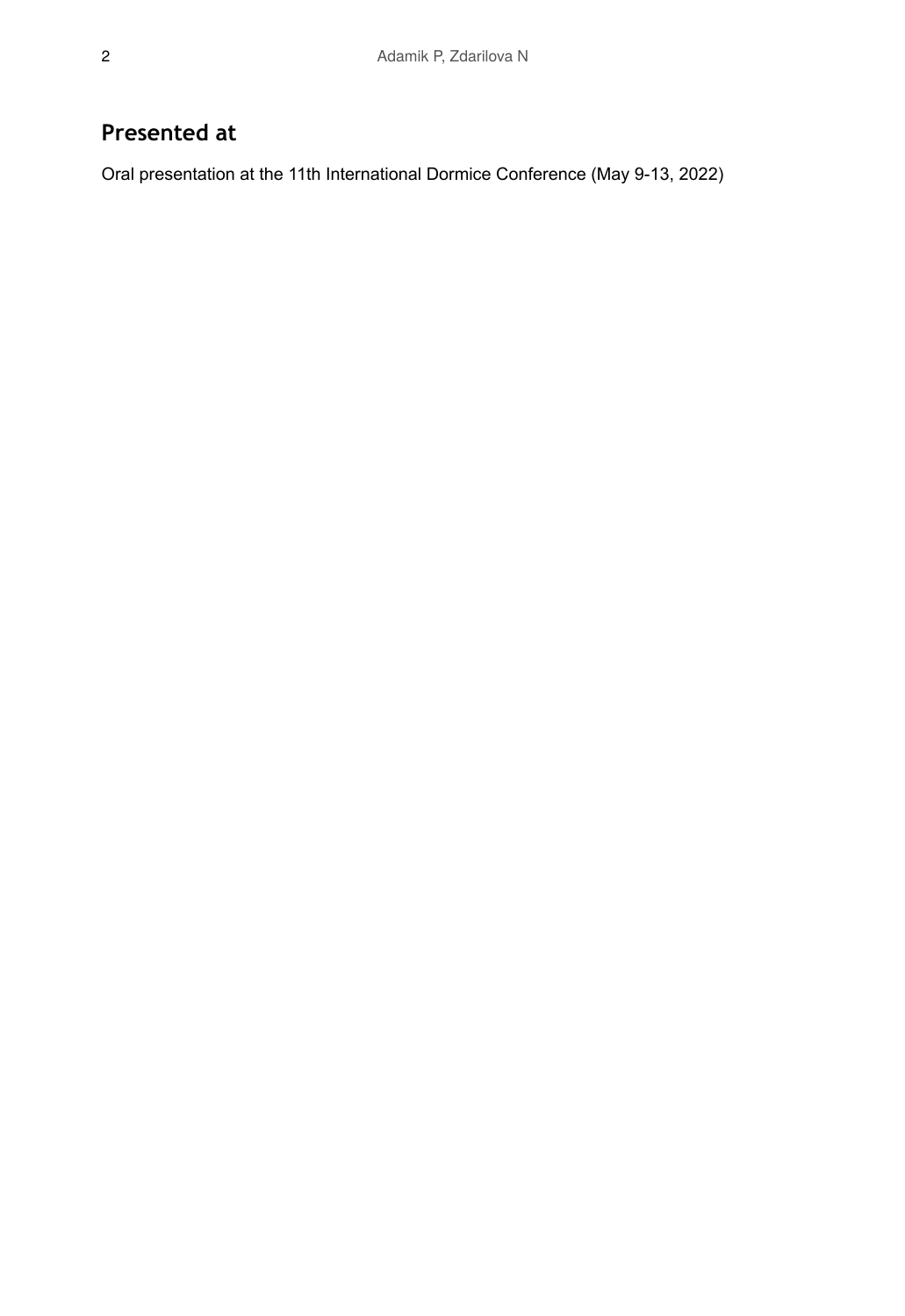## Presented at

Oral presentation at the 11th International Dormice Conference (May 9-13, 2022)